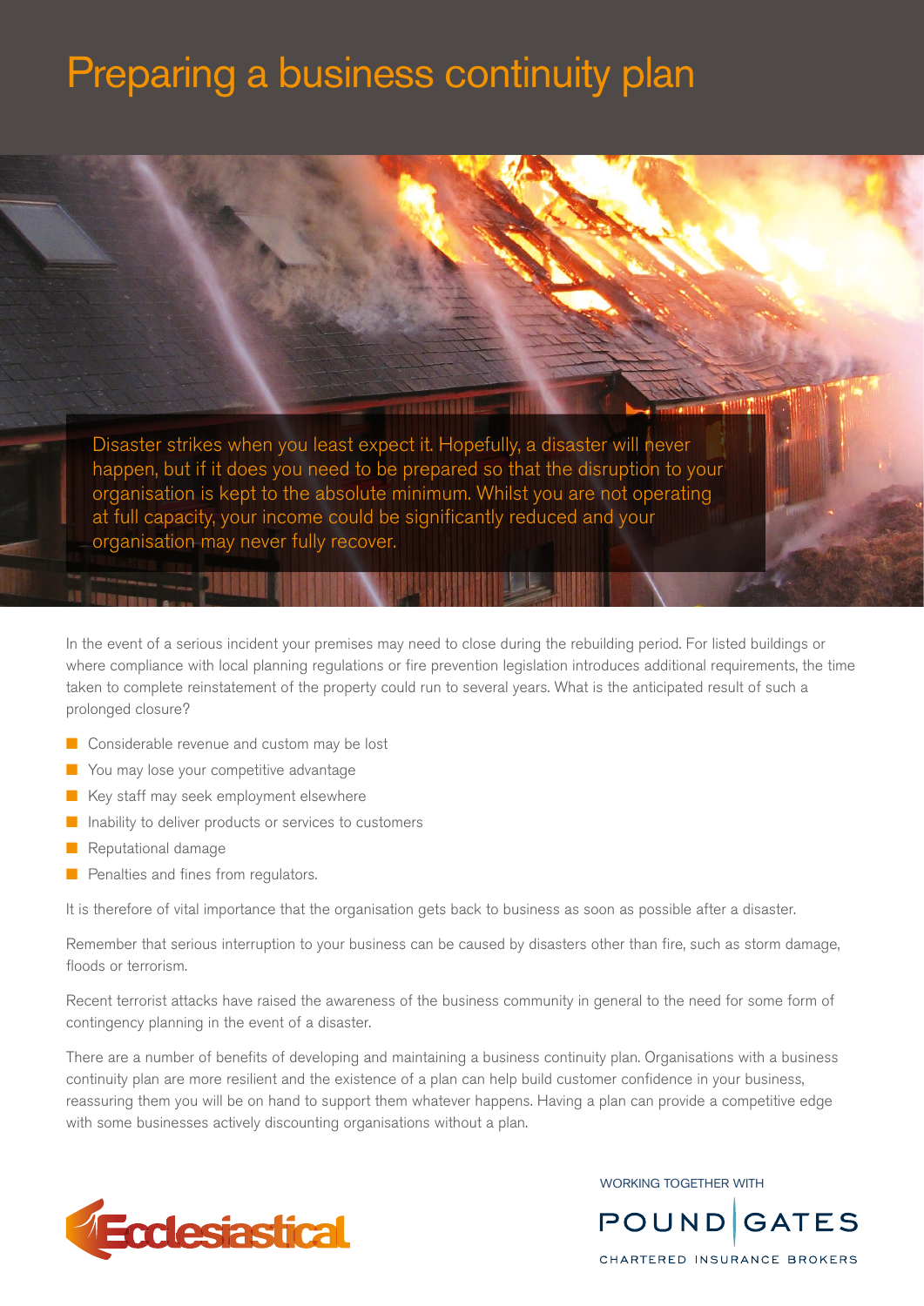# Preparing a business continuity plan

Disaster strikes when you least expect it. Hopefully, a disaster will never happen, but if it does you need to be prepared so that the disruption to your organisation is kept to the absolute minimum. Whilst you are not operating at full capacity, your income could be significantly reduced and your organisation may never fully recover.

In the event of a serious incident your premises may need to close during the rebuilding period. For listed buildings or where compliance with local planning regulations or fire prevention legislation introduces additional requirements, the time taken to complete reinstatement of the property could run to several years. What is the anticipated result of such a prolonged closure?

- Considerable revenue and custom may be lost
- You may lose your competitive advantage
- Key staff may seek employment elsewhere
- Inability to deliver products or services to customers
- Reputational damage
- Penalties and fines from regulators.

It is therefore of vital importance that the organisation gets back to business as soon as possible after a disaster.

Remember that serious interruption to your business can be caused by disasters other than fire, such as storm damage, floods or terrorism.

Recent terrorist attacks have raised the awareness of the business community in general to the need for some form of contingency planning in the event of a disaster.

There are a number of benefits of developing and maintaining a business continuity plan. Organisations with a business continuity plan are more resilient and the existence of a plan can help build customer confidence in your business, reassuring them you will be on hand to support them whatever happens. Having a plan can provide a competitive edge with some businesses actively discounting organisations without a plan.

Ecclesiastical

WORKING TOGETHER WITH

POUND GATES

CHARTERED INSURANCE BROKERS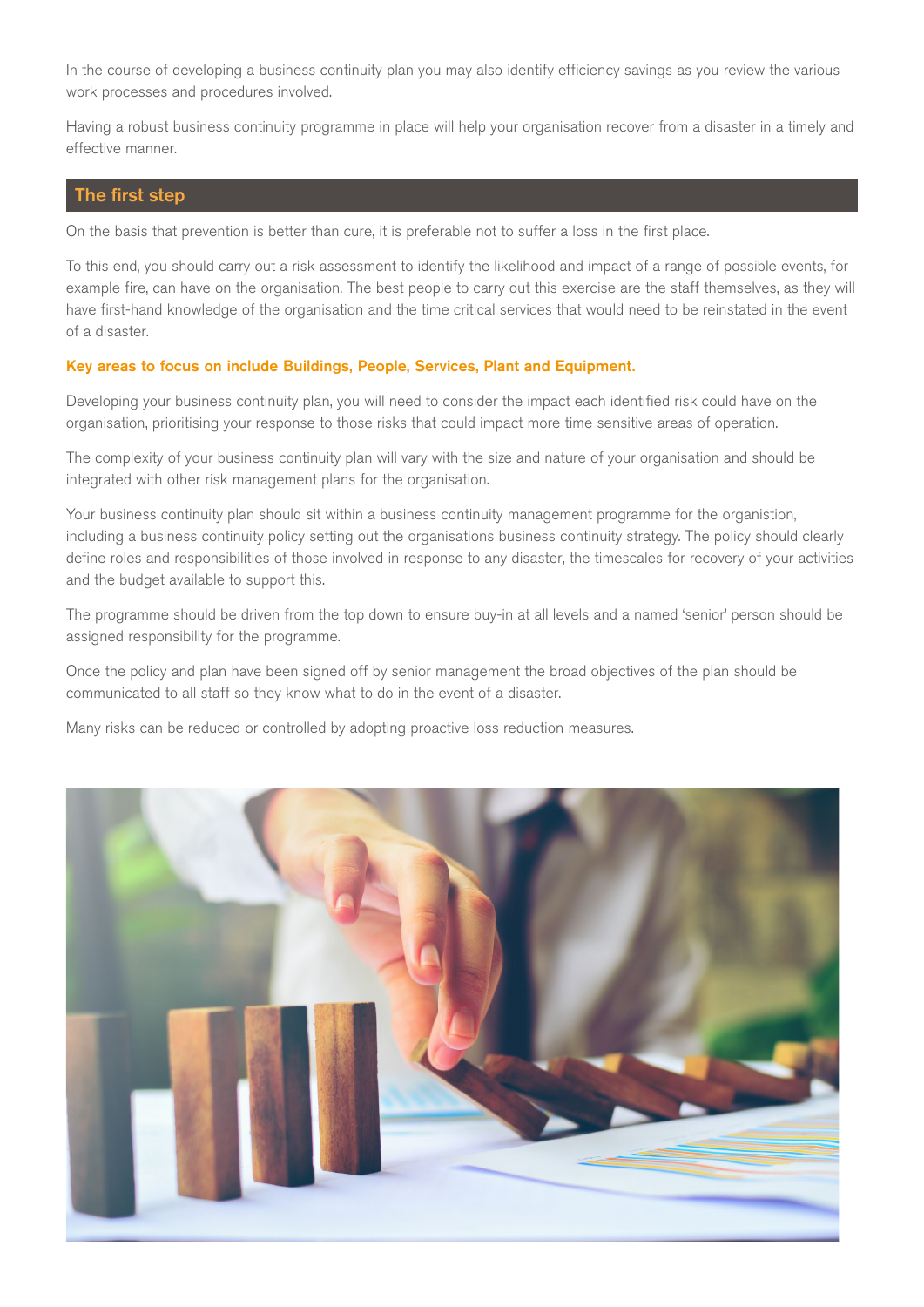In the course of developing a business continuity plan you may also identify efficiency savings as you review the various work processes and procedures involved.

Having a robust business continuity programme in place will help your organisation recover from a disaster in a timely and effective manner.

## The first step

On the basis that prevention is better than cure, it is preferable not to suffer a loss in the first place.

To this end, you should carry out a risk assessment to identify the likelihood and impact of a range of possible events, for example fire, can have on the organisation. The best people to carry out this exercise are the staff themselves, as they will have first-hand knowledge of the organisation and the time critical services that would need to be reinstated in the event of a disaster.

**Key areas to focus on include Buildings, People, Services, Plant and Equipment.**

Developing your business continuity plan, you will need to consider the impact each identified risk could have on the organisation, prioritising your response to those risks that could impact more time sensitive areas of operation.

The complexity of your business continuity plan will vary with the size and nature of your organisation and should be integrated with other risk management plans for the organisation.

Your business continuity plan should sit within a business continuity management programme for the organistion, including a business continuity policy setting out the organisations business continuity strategy. The policy should clearly define roles and responsibilities of those involved in response to any disaster, the timescales for recovery of your activities and the budget available to support this.

The programme should be driven from the top down to ensure buy-in at all levels and a named 'senior' person should be assigned responsibility for the programme.

Once the policy and plan have been signed off by senior management the broad objectives of the plan should be communicated to all staff so they know what to do in the event of a disaster.

Many risks can be reduced or controlled by adopting proactive loss reduction measures.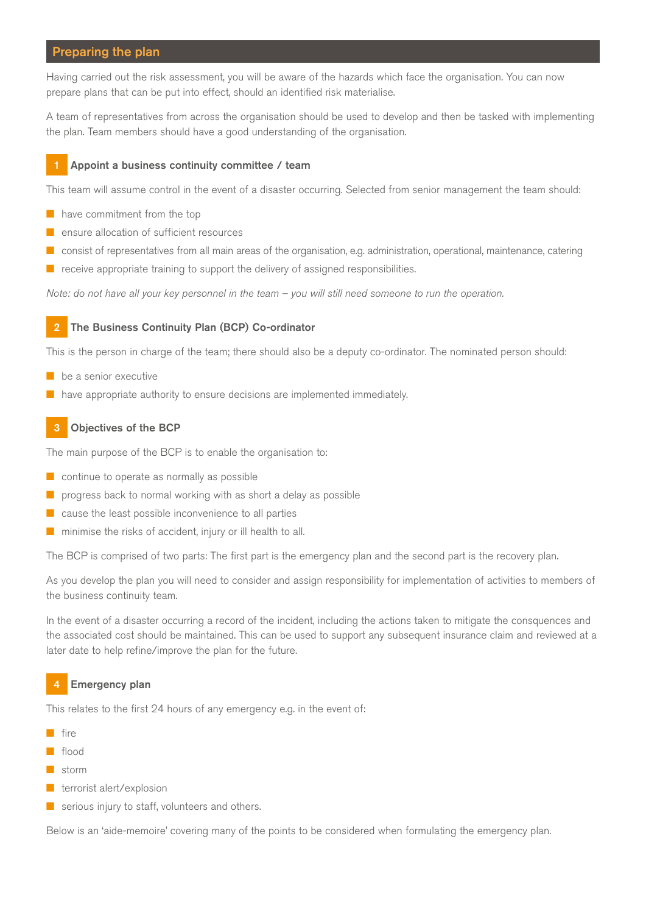## Preparing the plan

Having carried out the risk assessment, you will be aware of the hazards which face the organisation. You can now prepare plans that can be put into effect, should an identified risk materialise.

A team of representatives from across the organisation should be used to develop and then be tasked with implementing the plan. Team members should have a good understanding of the organisation.

### 1 Appoint a business continuity committee / team

This team will assume control in the event of a disaster occurring. Selected from senior management the team should:

- have commitment from the top
- ensure allocation of sufficient resources
- consist of representatives from all main areas of the organisation, e.g. administration, operational, maintenance, catering
- receive appropriate training to support the delivery of assigned responsibilities.

*Note: do not have all your key personnel in the team – you will still need someone to run the operation.*

### 2 The Business Continuity Plan (BCP) Co-ordinator

This is the person in charge of the team; there should also be a deputy co-ordinator. The nominated person should:

- be a senior executive
- have appropriate authority to ensure decisions are implemented immediately.

### 3 Objectives of the BCP

The main purpose of the BCP is to enable the organisation to:

- continue to operate as normally as possible
- progress back to normal working with as short a delay as possible
- cause the least possible inconvenience to all parties
- minimise the risks of accident, injury or ill health to all.

The BCP is comprised of two parts: The first part is the emergency plan and the second part is the recovery plan.

As you develop the plan you will need to consider and assign responsibility for implementation of activities to members of the business continuity team.

In the event of a disaster occurring a record of the incident, including the actions taken to mitigate the consquences and the associated cost should be maintained. This can be used to support any subsequent insurance claim and reviewed at a later date to help refine/improve the plan for the future.

### 4 Emergency plan

This relates to the first 24 hours of any emergency e.g. in the event of:

- fire
- flood
- storm
- terrorist alert/explosion
- serious injury to staff, volunteers and others.

Below is an 'aide-memoire' covering many of the points to be considered when formulating the emergency plan.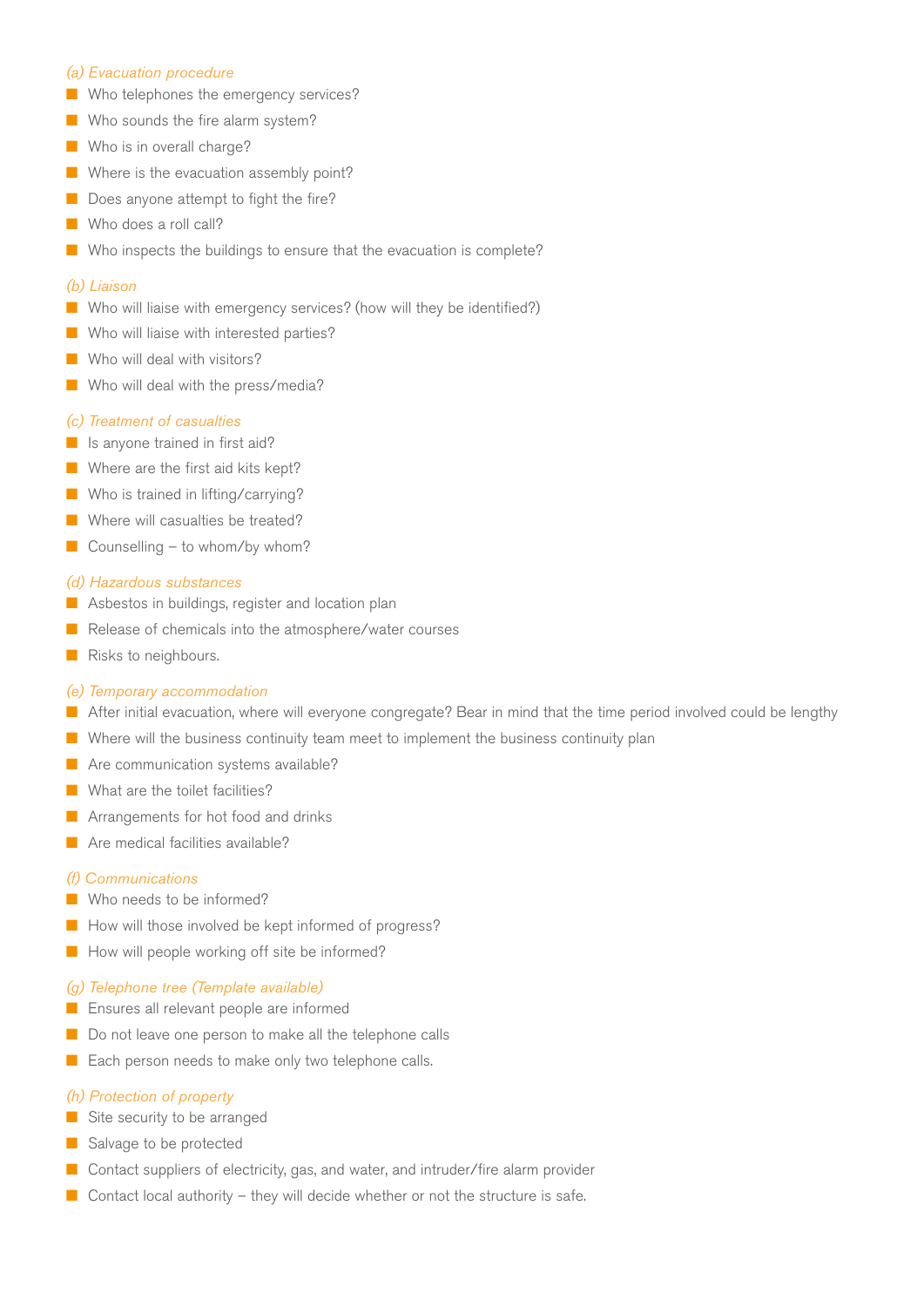*(a) Evacuation procedure*

- Who telephones the emergency services?
- Who sounds the fire alarm system?
- Who is in overall charge?
- Where is the evacuation assembly point?
- Does anyone attempt to fight the fire?
- Who does a roll call?
- Who inspects the buildings to ensure that the evacuation is complete?

*(b) Liaison*

- Who will liaise with emergency services? (how will they be identified?)
- Who will liaise with interested parties?
- Who will deal with visitors?
- Who will deal with the press/media?

*(c) Treatment of casualties*

- Is anyone trained in first aid?
- Where are the first aid kits kept?
- Who is trained in lifting/carrying?
- Where will casualties be treated?
- Counselling – to whom/by whom?

*(d) Hazardous substances*

- Asbestos in buildings, register and location plan
- Release of chemicals into the atmosphere/water courses
- Risks to neighbours.

*(e) Temporary accommodation*

- After initial evacuation, where will everyone congregate? Bear in mind that the time period involved could be lengthy
- Where will the business continuity team meet to implement the business continuity plan
- Are communication systems available?
- What are the toilet facilities?
- Arrangements for hot food and drinks
- Are medical facilities available?

*(f) Communications*

- Who needs to be informed?
- How will those involved be kept informed of progress?
- How will people working off site be informed?

*(g) Telephone tree (Template available)*

- Ensures all relevant people are informed
- Do not leave one person to make all the telephone calls
- Each person needs to make only two telephone calls.

*(h) Protection of property*

- Site security to be arranged
- Salvage to be protected
- Contact suppliers of electricity, gas, and water, and intruder/fire alarm provider
- Contact local authority – they will decide whether or not the structure is safe.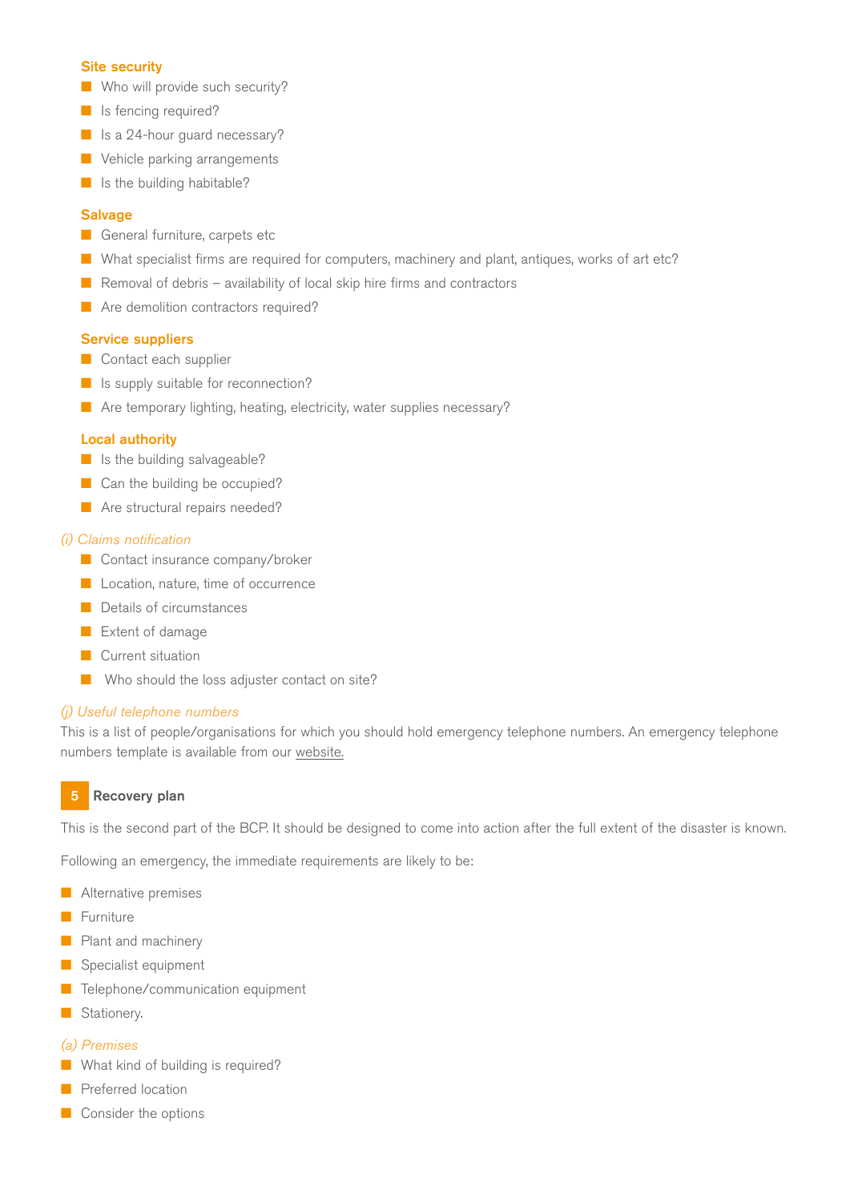#### Site security

- Who will provide such security?
- Is fencing required?
- Is a 24-hour guard necessary?
- Vehicle parking arrangements
- Is the building habitable?

#### Salvage

- General furniture, carpets etc
- What specialist firms are required for computers, machinery and plant, antiques, works of art etc?
- Removal of debris – availability of local skip hire firms and contractors
- Are demolition contractors required?

#### Service suppliers

- Contact each supplier
- Is supply suitable for reconnection?
- Are temporary lighting, heating, electricity, water supplies necessary?

#### Local authority

- Is the building salvageable?
- Can the building be occupied?
- Are structural repairs needed?

*(i) Claims notification*

- Contact insurance company/broker
- Location, nature, time of occurrence
- Details of circumstances
- Extent of damage
- Current situation
- Who should the loss adjuster contact on site?

*(j) Useful telephone numbers*

This is a list of people/organisations for which you should hold emergency telephone numbers. An emergency telephone numbers template is available from our website.

## 5 Recovery plan

This is the second part of the BCP. It should be designed to come into action after the full extent of the disaster is known.

Following an emergency, the immediate requirements are likely to be:

- Alternative premises
- Furniture
- Plant and machinery
- Specialist equipment
- Telephone/communication equipment
- Stationery.

*(a) Premises*

- What kind of building is required?
- Preferred location
- Consider the options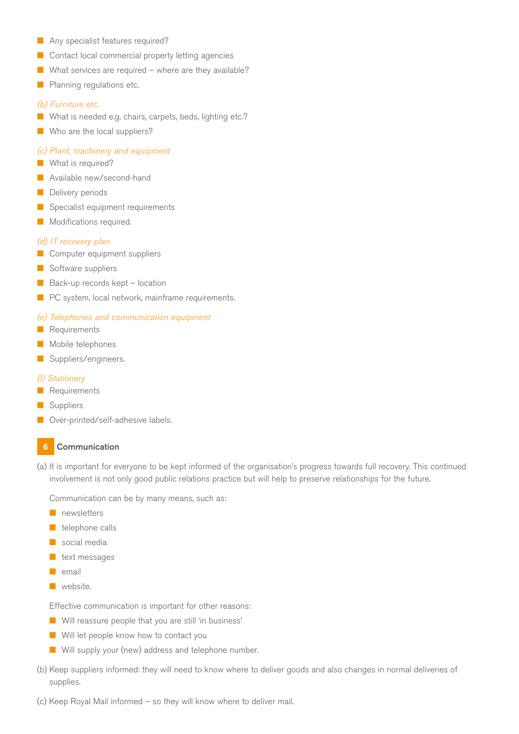- Any specialist features required?
- Contact local commercial property letting agencies
- What services are required – where are they available?
- Planning regulations etc.

*(b) Furniture etc.*

- What is needed e.g. chairs, carpets, beds, lighting etc.?
- Who are the local suppliers?

*(c) Plant, machinery and equipment*

- What is required?
- Available new/second-hand
- Delivery periods
- Specialist equipment requirements
- Modifications required.

*(d) IT recovery plan*

- Computer equipment suppliers
- Software suppliers
- Back-up records kept – location
- PC system, local network, mainframe requirements.

*(e) Telephones and communication equipment*

- Requirements
- Mobile telephones
- Suppliers/engineers.

*(f) Stationery*

- Requirements
- Suppliers
- Over-printed/self-adhesive labels.

## 6 Communication

(a) It is important for everyone to be kept informed of the organisation's progress towards full recovery. This continued involvement is not only good public relations practice but will help to preserve relationships for the future.

Communication can be by many means, such as:

- newsletters
- telephone calls
- social media
- text messages
- email
- website.

Effective communication is important for other reasons:

- Will reassure people that you are still 'in business'
- Will let people know how to contact you
- Will supply your (new) address and telephone number.

(b) Keep suppliers informed: they will need to know where to deliver goods and also changes in normal deliveries of supplies.

(c) Keep Royal Mail informed – so they will know where to deliver mail.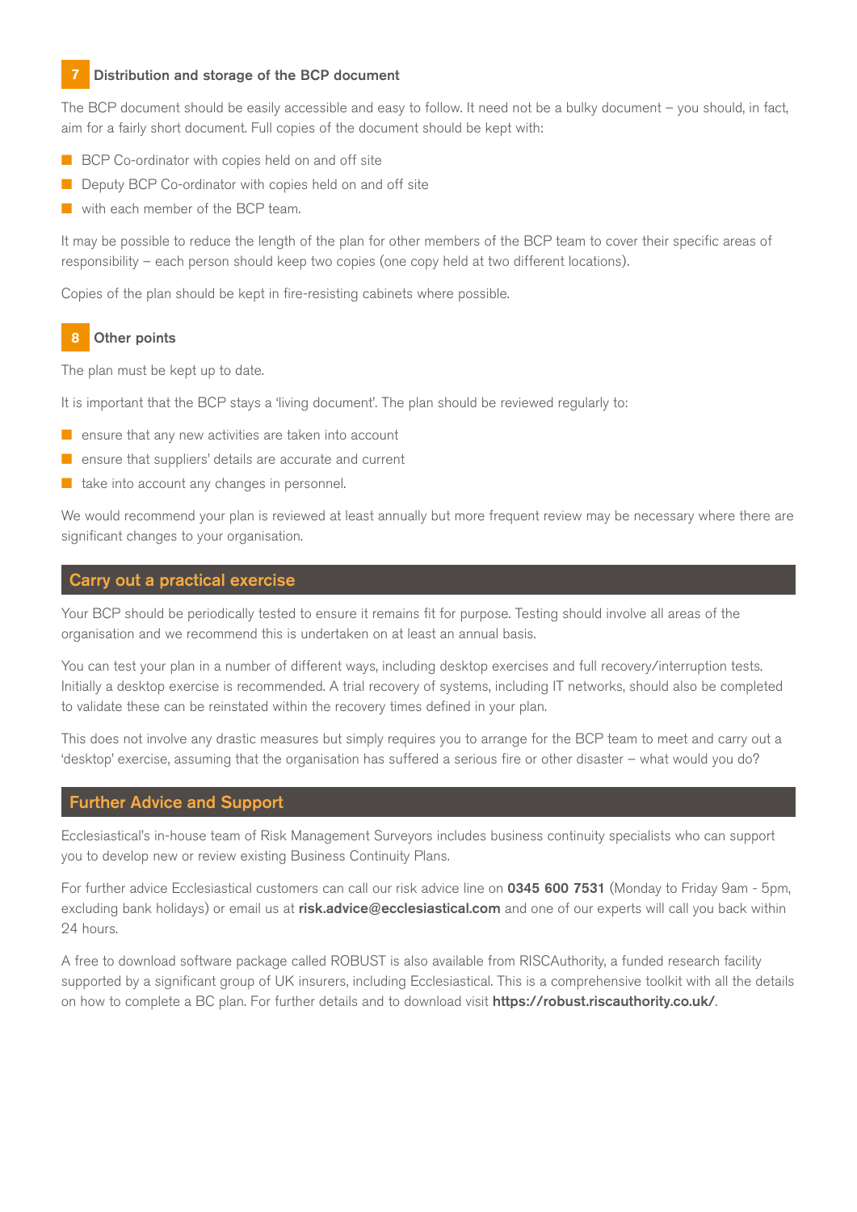### 7 Distribution and storage of the BCP document

The BCP document should be easily accessible and easy to follow. It need not be a bulky document – you should, in fact, aim for a fairly short document. Full copies of the document should be kept with:

- BCP Co-ordinator with copies held on and off site
- Deputy BCP Co-ordinator with copies held on and off site
- with each member of the BCP team.

It may be possible to reduce the length of the plan for other members of the BCP team to cover their specific areas of responsibility – each person should keep two copies (one copy held at two different locations).

Copies of the plan should be kept in fire-resisting cabinets where possible.

### 8 Other points

The plan must be kept up to date.

It is important that the BCP stays a 'living document'. The plan should be reviewed regularly to:

- ensure that any new activities are taken into account
- ensure that suppliers' details are accurate and current
- take into account any changes in personnel.

We would recommend your plan is reviewed at least annually but more frequent review may be necessary where there are significant changes to your organisation.

## Carry out a practical exercise

Your BCP should be periodically tested to ensure it remains fit for purpose. Testing should involve all areas of the organisation and we recommend this is undertaken on at least an annual basis.

You can test your plan in a number of different ways, including desktop exercises and full recovery/interruption tests. Initially a desktop exercise is recommended. A trial recovery of systems, including IT networks, should also be completed to validate these can be reinstated within the recovery times defined in your plan.

This does not involve any drastic measures but simply requires you to arrange for the BCP team to meet and carry out a 'desktop' exercise, assuming that the organisation has suffered a serious fire or other disaster – what would you do?

## Further Advice and Support

Ecclesiastical's in-house team of Risk Management Surveyors includes business continuity specialists who can support you to develop new or review existing Business Continuity Plans.

For further advice Ecclesiastical customers can call our risk advice line on **0345 600 7531** (Monday to Friday 9am - 5pm, excluding bank holidays) or email us at **risk.advice@ecclesiastical.com** and one of our experts will call you back within 24 hours.

A free to download software package called ROBUST is also available from RISCAuthority, a funded research facility supported by a significant group of UK insurers, including Ecclesiastical. This is a comprehensive toolkit with all the details on how to complete a BC plan. For further details and to download visit **https://robust.riscauthority.co.uk/**.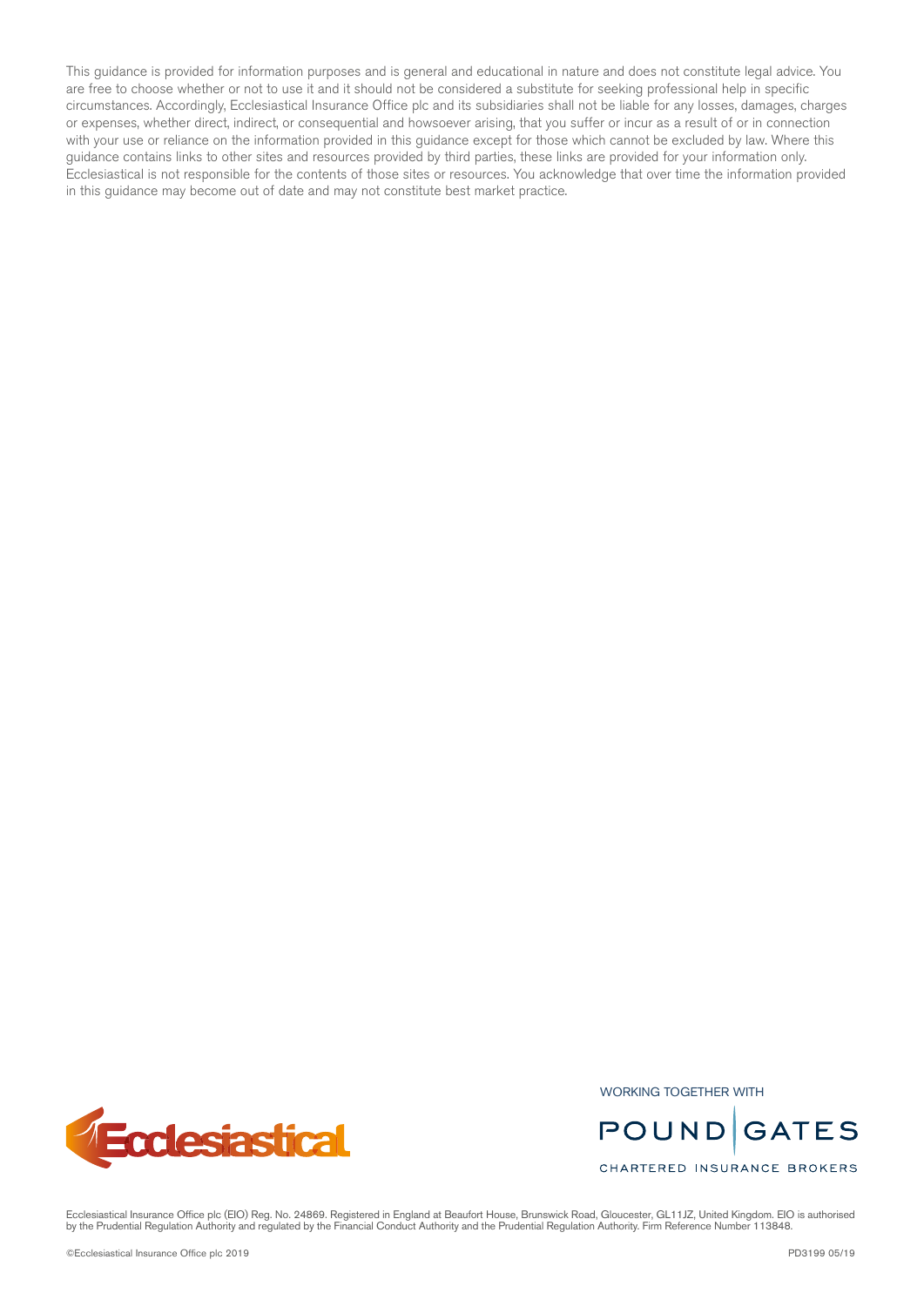This guidance is provided for information purposes and is general and educational in nature and does not constitute legal advice. You are free to choose whether or not to use it and it should not be considered a substitute for seeking professional help in specific circumstances. Accordingly, Ecclesiastical Insurance Office plc and its subsidiaries shall not be liable for any losses, damages, charges or expenses, whether direct, indirect, or consequential and howsoever arising, that you suffer or incur as a result of or in connection with your use or reliance on the information provided in this guidance except for those which cannot be excluded by law. Where this guidance contains links to other sites and resources provided by third parties, these links are provided for your information only. Ecclesiastical is not responsible for the contents of those sites or resources. You acknowledge that over time the information provided in this guidance may become out of date and may not constitute best market practice.

Ecclesiastical

WORKING TOGETHER WITH

POUND GATES

CHARTERED INSURANCE BROKERS

Ecclesiastical Insurance Office plc (EIO) Reg. No. 24869. Registered in England at Beaufort House, Brunswick Road, Gloucester, GL1 1JZ, United Kingdom. EIO is authorised by the Prudential Regulation Authority and regulated by the Financial Conduct Authority and the Prudential Regulation Authority. Firm Reference Number 113848.

©Ecclesiastical Insurance Office plc 2019

PD3199 05/19